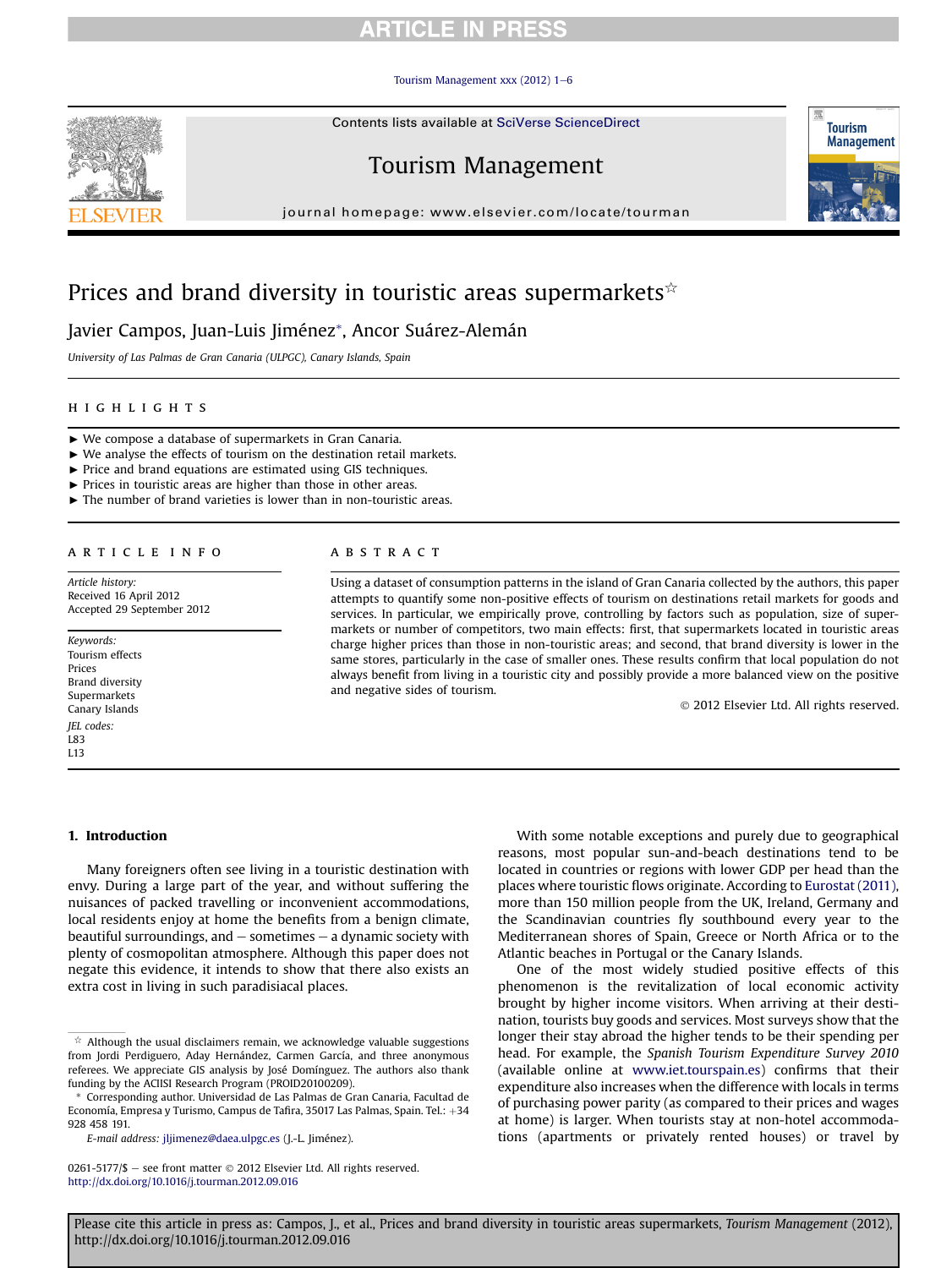# Prices and brand diversity in touristic areas supermarkets☆

Javier Campos, Juan-Luis Jiménez*, Ancor Suárez-Alemán

*University of Las Palmas de Gran Canaria (ULPGC), Canary Islands, Spain*

## HIGHLIGHTS

- ► We compose a database of supermarkets in Gran Canaria.
- ► We analyse the effects of tourism on the destination retail markets.
- ► Price and brand equations are estimated using GIS techniques.
- ► Prices in touristic areas are higher than those in other areas.
- ► The number of brand varieties is lower than in non-touristic areas.

## ARTICLE INFO

*Article history:*
Received 16 April 2012
Accepted 29 September 2012

*Keywords:*
Tourism effects
Prices
Brand diversity
Supermarkets
Canary Islands

*JEL codes:*
L83
L13

## ABSTRACT

Using a dataset of consumption patterns in the island of Gran Canaria collected by the authors, this paper attempts to quantify some non-positive effects of tourism on destinations retail markets for goods and services. In particular, we empirically prove, controlling by factors such as population, size of supermarkets or number of competitors, two main effects: first, that supermarkets located in touristic areas charge higher prices than those in non-touristic areas; and second, that brand diversity is lower in the same stores, particularly in the case of smaller ones. These results confirm that local population do not always benefit from living in a touristic city and possibly provide a more balanced view on the positive and negative sides of tourism.

© 2012 Elsevier Ltd. All rights reserved.

## 1. Introduction

Many foreigners often see living in a touristic destination with envy. During a large part of the year, and without suffering the nuisances of packed travelling or inconvenient accommodations, local residents enjoy at home the benefits from a benign climate, beautiful surroundings, and – sometimes – a dynamic society with plenty of cosmopolitan atmosphere. Although this paper does not negate this evidence, it intends to show that there also exists an extra cost in living in such paradisiacal places.

With some notable exceptions and purely due to geographical reasons, most popular sun-and-beach destinations tend to be located in countries or regions with lower GDP per head than the places where touristic flows originate. According to Eurostat (2011), more than 150 million people from the UK, Ireland, Germany and the Scandinavian countries fly southbound every year to the Mediterranean shores of Spain, Greece or North Africa or to the Atlantic beaches in Portugal or the Canary Islands.

One of the most widely studied positive effects of this phenomenon is the revitalization of local economic activity brought by higher income visitors. When arriving at their destination, tourists buy goods and services. Most surveys show that the longer their stay abroad the higher tends to be their spending per head. For example, the *Spanish Tourism Expenditure Survey 2010* (available online at www.iet.tourspain.es) confirms that their expenditure also increases when the difference with locals in terms of purchasing power parity (as compared to their prices and wages at home) is larger. When tourists stay at non-hotel accommodations (apartments or privately rented houses) or travel by

---

☆ Although the usual disclaimers remain, we acknowledge valuable suggestions from Jordi Perdiguero, Aday Hernández, Carmen García, and three anonymous referees. We appreciate GIS analysis by José Domínguez. The authors also thank funding by the ACIISI Research Program (PROID20100209).

\* Corresponding author. Universidad de Las Palmas de Gran Canaria, Facultad de Economía, Empresa y Turismo, Campus de Tafira, 35017 Las Palmas, Spain. Tel.: +34 928 458 191.

*E-mail address:* jljimenez@daea.ulpgc.es (J.-L. Jiménez).

0261-5177/$ – see front matter © 2012 Elsevier Ltd. All rights reserved.
http://dx.doi.org/10.1016/j.tourman.2012.09.016

Please cite this article in press as: Campos, J., et al., Prices and brand diversity in touristic areas supermarkets, *Tourism Management* (2012), http://dx.doi.org/10.1016/j.tourman.2012.09.016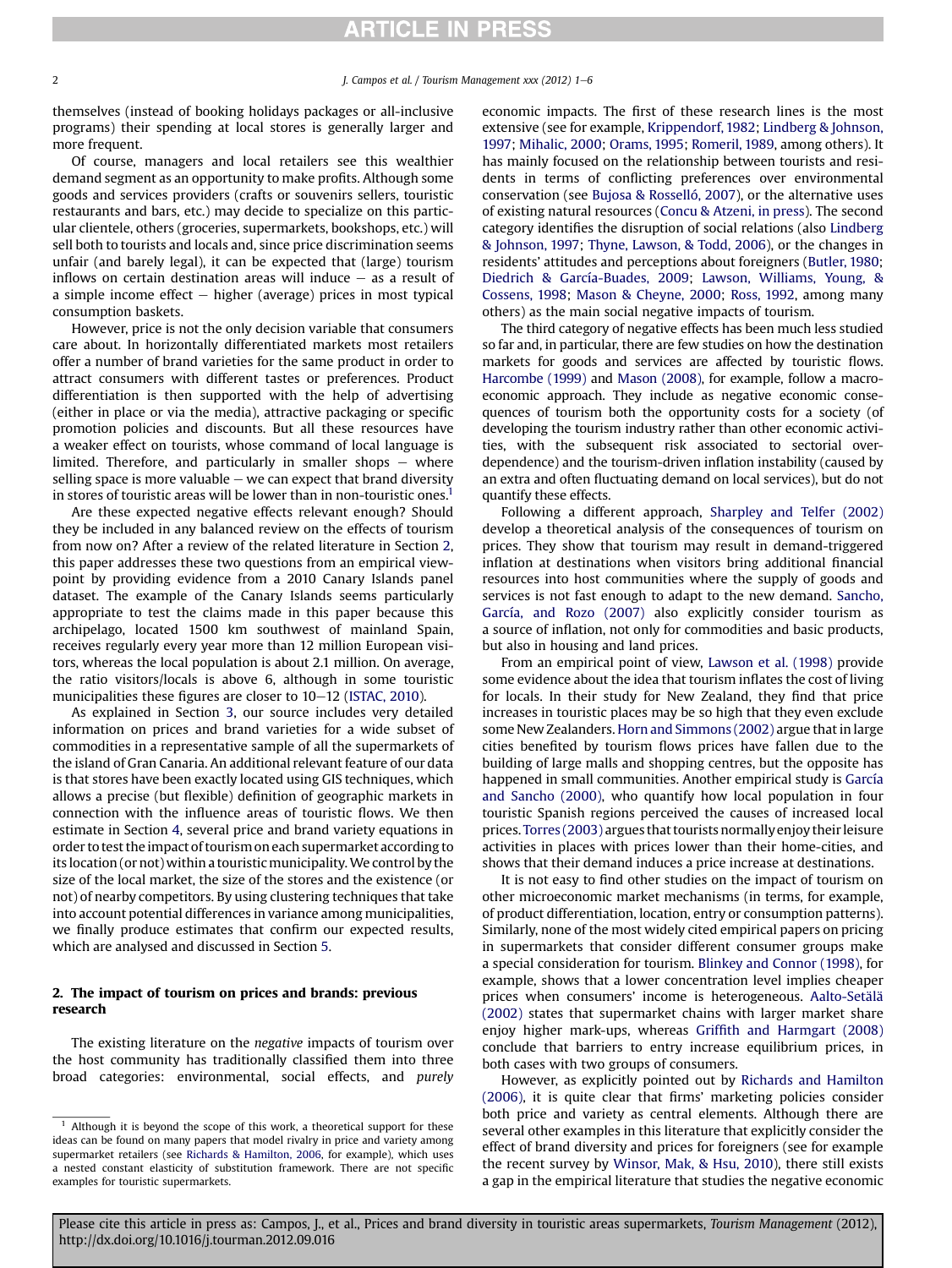themselves (instead of booking holidays packages or all-inclusive programs) their spending at local stores is generally larger and more frequent.

Of course, managers and local retailers see this wealthier demand segment as an opportunity to make profits. Although some goods and services providers (crafts or souvenirs sellers, touristic restaurants and bars, etc.) may decide to specialize on this particular clientele, others (groceries, supermarkets, bookshops, etc.) will sell both to tourists and locals and, since price discrimination seems unfair (and barely legal), it can be expected that (large) tourism inflows on certain destination areas will induce – as a result of a simple income effect – higher (average) prices in most typical consumption baskets.

However, price is not the only decision variable that consumers care about. In horizontally differentiated markets most retailers offer a number of brand varieties for the same product in order to attract consumers with different tastes or preferences. Product differentiation is then supported with the help of advertising (either in place or via the media), attractive packaging or specific promotion policies and discounts. But all these resources have a weaker effect on tourists, whose command of local language is limited. Therefore, and particularly in smaller shops – where selling space is more valuable – we can expect that brand diversity in stores of touristic areas will be lower than in non-touristic ones.[1]

Are these expected negative effects relevant enough? Should they be included in any balanced review on the effects of tourism from now on? After a review of the related literature in Section 2, this paper addresses these two questions from an empirical viewpoint by providing evidence from a 2010 Canary Islands panel dataset. The example of the Canary Islands seems particularly appropriate to test the claims made in this paper because this archipelago, located 1500 km southwest of mainland Spain, receives regularly every year more than 12 million European visitors, whereas the local population is about 2.1 million. On average, the ratio visitors/locals is above 6, although in some touristic municipalities these figures are closer to 10–12 (ISTAC, 2010).

As explained in Section 3, our source includes very detailed information on prices and brand varieties for a wide subset of commodities in a representative sample of all the supermarkets of the island of Gran Canaria. An additional relevant feature of our data is that stores have been exactly located using GIS techniques, which allows a precise (but flexible) definition of geographic markets in connection with the influence areas of touristic flows. We then estimate in Section 4, several price and brand variety equations in order to test the impact of tourism on each supermarket according to its location (or not) within a touristic municipality. We control by the size of the local market, the size of the stores and the existence (or not) of nearby competitors. By using clustering techniques that take into account potential differences in variance among municipalities, we finally produce estimates that confirm our expected results, which are analysed and discussed in Section 5.

## 2. The impact of tourism on prices and brands: previous research

The existing literature on the *negative* impacts of tourism over the host community has traditionally classified them into three broad categories: environmental, social effects, and *purely* economic impacts. The first of these research lines is the most extensive (see for example, Krippendorf, 1982; Lindberg & Johnson, 1997; Mihalic, 2000; Orams, 1995; Romeril, 1989, among others). It has mainly focused on the relationship between tourists and residents in terms of conflicting preferences over environmental conservation (see Bujosa & Rosselló, 2007), or the alternative uses of existing natural resources (Concu & Atzeni, in press). The second category identifies the disruption of social relations (also Lindberg & Johnson, 1997; Thyne, Lawson, & Todd, 2006), or the changes in residents' attitudes and perceptions about foreigners (Butler, 1980; Diedrich & García-Buades, 2009; Lawson, Williams, Young, & Cossens, 1998; Mason & Cheyne, 2000; Ross, 1992, among many others) as the main social negative impacts of tourism.

The third category of negative effects has been much less studied so far and, in particular, there are few studies on how the destination markets for goods and services are affected by touristic flows. Harcombe (1999) and Mason (2008), for example, follow a macroeconomic approach. They include as negative economic consequences of tourism both the opportunity costs for a society (of developing the tourism industry rather than other economic activities, with the subsequent risk associated to sectorial overdependence) and the tourism-driven inflation instability (caused by an extra and often fluctuating demand on local services), but do not quantify these effects.

Following a different approach, Sharpley and Telfer (2002) develop a theoretical analysis of the consequences of tourism on prices. They show that tourism may result in demand-triggered inflation at destinations when visitors bring additional financial resources into host communities where the supply of goods and services is not fast enough to adapt to the new demand. Sancho, García, and Rozo (2007) also explicitly consider tourism as a source of inflation, not only for commodities and basic products, but also in housing and land prices.

From an empirical point of view, Lawson et al. (1998) provide some evidence about the idea that tourism inflates the cost of living for locals. In their study for New Zealand, they find that price increases in touristic places may be so high that they even exclude some New Zealanders. Horn and Simmons (2002) argue that in large cities benefited by tourism flows prices have fallen due to the building of large malls and shopping centres, but the opposite has happened in small communities. Another empirical study is García and Sancho (2000), who quantify how local population in four touristic Spanish regions perceived the causes of increased local prices. Torres (2003) argues that tourists normally enjoy their leisure activities in places with prices lower than their home-cities, and shows that their demand induces a price increase at destinations.

It is not easy to find other studies on the impact of tourism on other microeconomic market mechanisms (in terms, for example, of product differentiation, location, entry or consumption patterns). Similarly, none of the most widely cited empirical papers on pricing in supermarkets that consider different consumer groups make a special consideration for tourism. Blinkey and Connor (1998), for example, shows that a lower concentration level implies cheaper prices when consumers' income is heterogeneous. Aalto-Setälä (2002) states that supermarket chains with larger market share enjoy higher mark-ups, whereas Griffith and Harmgart (2008) conclude that barriers to entry increase equilibrium prices, in both cases with two groups of consumers.

However, as explicitly pointed out by Richards and Hamilton (2006), it is quite clear that firms' marketing policies consider both price and variety as central elements. Although there are several other examples in this literature that explicitly consider the effect of brand diversity and prices for foreigners (see for example the recent survey by Winsor, Mak, & Hsu, 2010), there still exists a gap in the empirical literature that studies the negative economic

[1] Although it is beyond the scope of this work, a theoretical support for these ideas can be found on many papers that model rivalry in price and variety among supermarket retailers (see Richards & Hamilton, 2006, for example), which uses a nested constant elasticity of substitution framework. There are not specific examples for touristic supermarkets.

Please cite this article in press as: Campos, J., et al., Prices and brand diversity in touristic areas supermarkets, Tourism Management (2012), http://dx.doi.org/10.1016/j.tourman.2012.09.016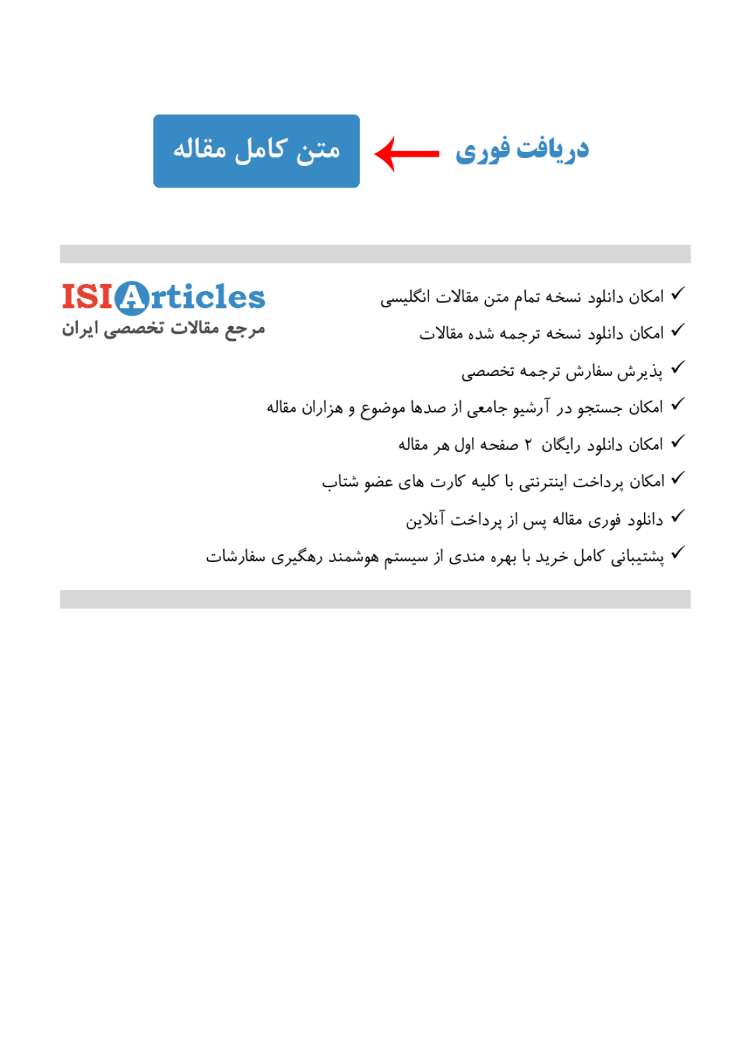دریافت فوری ← **متن کامل مقاله**

**ISIArticles**
مرجع مقالات تخصصی ایران

- ✓ امکان دانلود نسخه تمام متن مقالات انگلیسی
- ✓ امکان دانلود نسخه ترجمه شده مقالات
- ✓ پذیرش سفارش ترجمه تخصصی
- ✓ امکان جستجو در آرشیو جامعی از صدها موضوع و هزاران مقاله
- ✓ امکان دانلود رایگان ۲ صفحه اول هر مقاله
- ✓ امکان پرداخت اینترنتی با کلیه کارت های عضو شتاب
- ✓ دانلود فوری مقاله پس از پرداخت آنلاین
- ✓ پشتیبانی کامل خرید با بهره مندی از سیستم هوشمند رهگیری سفارشات